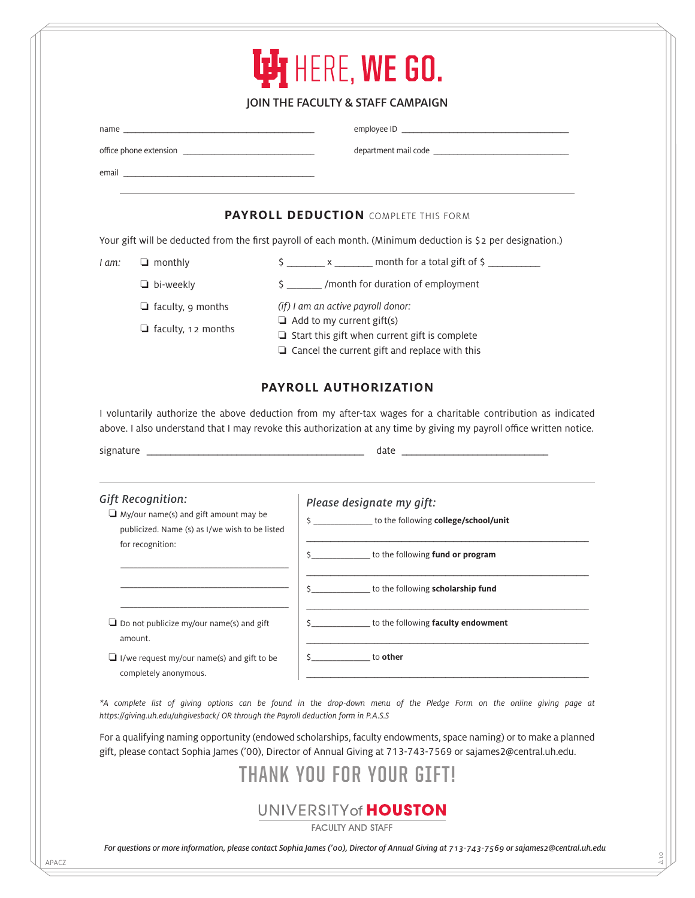# HERE, WE GO.

JOIN THE FACULTY & STAFF CAMPAIGN

name ________________________ employee ID ________________________

office phone extension ________________________ department mail code ________________________

email ________________________

## PAYROLL DEDUCTION COMPLETE THIS FORM

Your gift will be deducted from the first payroll of each month. (Minimum deduction is $2 per designation.)

*I am:*

- ❏ monthly — $ _______ x _______ month for a total gift of $ __________
- ❏ bi-weekly — $ _______ /month for duration of employment
- ❏ faculty, 9 months
- ❏ faculty, 12 months

*(if) I am an active payroll donor:*

- ❏ Add to my current gift(s)
- ❏ Start this gift when current gift is complete
- ❏ Cancel the current gift and replace with this

## PAYROLL AUTHORIZATION

I voluntarily authorize the above deduction from my after-tax wages for a charitable contribution as indicated above. I also understand that I may revoke this authorization at any time by giving my payroll office written notice.

signature ________________________ date ________________________

*Gift Recognition:*

- ❏ My/our name(s) and gift amount may be publicized. Name (s) as I/we wish to be listed for recognition:

  ________________________

  ________________________

  ________________________

- ❏ Do not publicize my/our name(s) and gift amount.
- ❏ I/we request my/our name(s) and gift to be completely anonymous.

*Please designate my gift:*

$ ____________ to the following **college/school/unit**

________________________

$ ____________ to the following **fund or program**

________________________

$ ____________ to the following **scholarship fund**

________________________

$ ____________ to the following **faculty endowment**

________________________

$ ____________ to **other**

________________________

*\*A complete list of giving options can be found in the drop-down menu of the Pledge Form on the online giving page at https://giving.uh.edu/uhgivesback/ OR through the Payroll deduction form in P.A.S.S*

For a qualifying naming opportunity (endowed scholarships, faculty endowments, space naming) or to make a planned gift, please contact Sophia James ('00), Director of Annual Giving at 713-743-7569 or sajames2@central.uh.edu.

# THANK YOU FOR YOUR GIFT!

UNIVERSITY of HOUSTON

FACULTY AND STAFF

*For questions or more information, please contact Sophia James ('00), Director of Annual Giving at 713-743-7569 or sajames2@central.uh.edu*

APACZ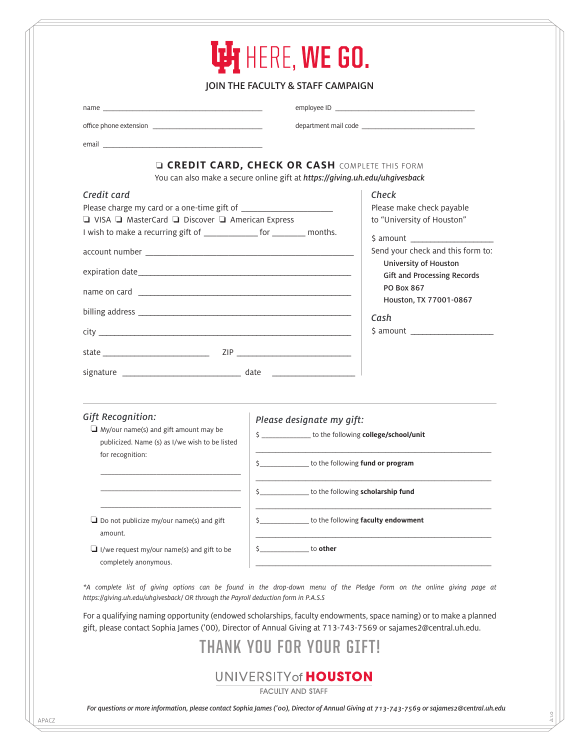# UH HERE, WE GO.

## JOIN THE FACULTY & STAFF CAMPAIGN

name ________________________________________ employee ID ___________________________________

office phone extension ___________________________ department mail code _____________________________

email ________________________________________

## ❑ CREDIT CARD, CHECK OR CASH COMPLETE THIS FORM

You can also make a secure online gift at *https://giving.uh.edu/uhgivesback*

### *Credit card*

Please charge my card or a one-time gift of ____________________

❑ VISA ❑ MasterCard ❑ Discover ❑ American Express

I wish to make a recurring gift of ____________ for ________ months.

account number ______________________________________________

expiration date______________________________________________

name on card ______________________________________________

billing address ______________________________________________

city ______________________________________________

state ________________________ ZIP __________________________

signature ___________________________ date ___________________

### *Check*

Please make check payable to "University of Houston"

$ amount ___________________

Send your check and this form to:

University of Houston
Gift and Processing Records
PO Box 867
Houston, TX 77001-0867

### *Cash*

$ amount ___________________

### *Gift Recognition:*

❑ My/our name(s) and gift amount may be publicized. Name (s) as I/we wish to be listed for recognition:

__________________________________

__________________________________

__________________________________

❑ Do not publicize my/our name(s) and gift amount.

❑ I/we request my/our name(s) and gift to be completely anonymous.

### *Please designate my gift:*

$ ____________ to the following **college/school/unit**

__________________________________________________________

$____________ to the following **fund or program**

__________________________________________________________

$____________ to the following **scholarship fund**

__________________________________________________________

$____________ to the following **faculty endowment**

__________________________________________________________

$____________ to **other**

__________________________________________________________

*\*A complete list of giving options can be found in the drop-down menu of the Pledge Form on the online giving page at https://giving.uh.edu/uhgivesback/ OR through the Payroll deduction form in P.A.S.S*

For a qualifying naming opportunity (endowed scholarships, faculty endowments, space naming) or to make a planned gift, please contact Sophia James ('00), Director of Annual Giving at 713-743-7569 or sajames2@central.uh.edu.

## THANK YOU FOR YOUR GIFT!

UNIVERSITY of **HOUSTON**

FACULTY AND STAFF

*For questions or more information, please contact Sophia James ('00), Director of Annual Giving at 713-743-7569 or sajames2@central.uh.edu*

APACZ